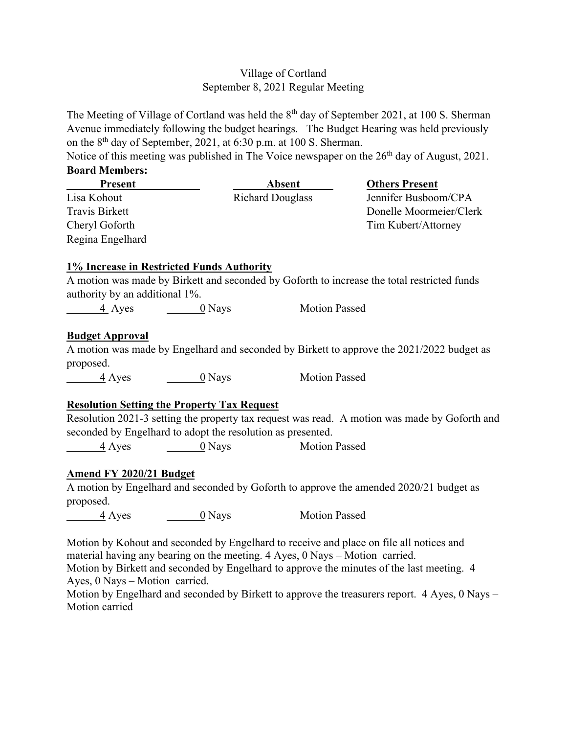# Village of Cortland
## September 8, 2021 Regular Meeting

The Meeting of Village of Cortland was held the 8th day of September 2021, at 100 S. Sherman Avenue immediately following the budget hearings. The Budget Hearing was held previously on the 8th day of September, 2021, at 6:30 p.m. at 100 S. Sherman.

Notice of this meeting was published in The Voice newspaper on the 26th day of August, 2021.

**Board Members:**

| Present | Absent | Others Present |
|---|---|---|
| Lisa Kohout | Richard Douglass | Jennifer Busboom/CPA |
| Travis Birkett | | Donelle Moormeier/Clerk |
| Cheryl Goforth | | Tim Kubert/Attorney |
| Regina Engelhard | | |

**1% Increase in Restricted Funds Authority**

A motion was made by Birkett and seconded by Goforth to increase the total restricted funds authority by an additional 1%.

4 Ayes    0 Nays    Motion Passed

**Budget Approval**

A motion was made by Engelhard and seconded by Birkett to approve the 2021/2022 budget as proposed.

4 Ayes    0 Nays    Motion Passed

**Resolution Setting the Property Tax Request**

Resolution 2021-3 setting the property tax request was read. A motion was made by Goforth and seconded by Engelhard to adopt the resolution as presented.

4 Ayes    0 Nays    Motion Passed

**Amend FY 2020/21 Budget**

A motion by Engelhard and seconded by Goforth to approve the amended 2020/21 budget as proposed.

4 Ayes    0 Nays    Motion Passed

Motion by Kohout and seconded by Engelhard to receive and place on file all notices and material having any bearing on the meeting. 4 Ayes, 0 Nays – Motion carried.

Motion by Birkett and seconded by Engelhard to approve the minutes of the last meeting. 4 Ayes, 0 Nays – Motion carried.

Motion by Engelhard and seconded by Birkett to approve the treasurers report. 4 Ayes, 0 Nays – Motion carried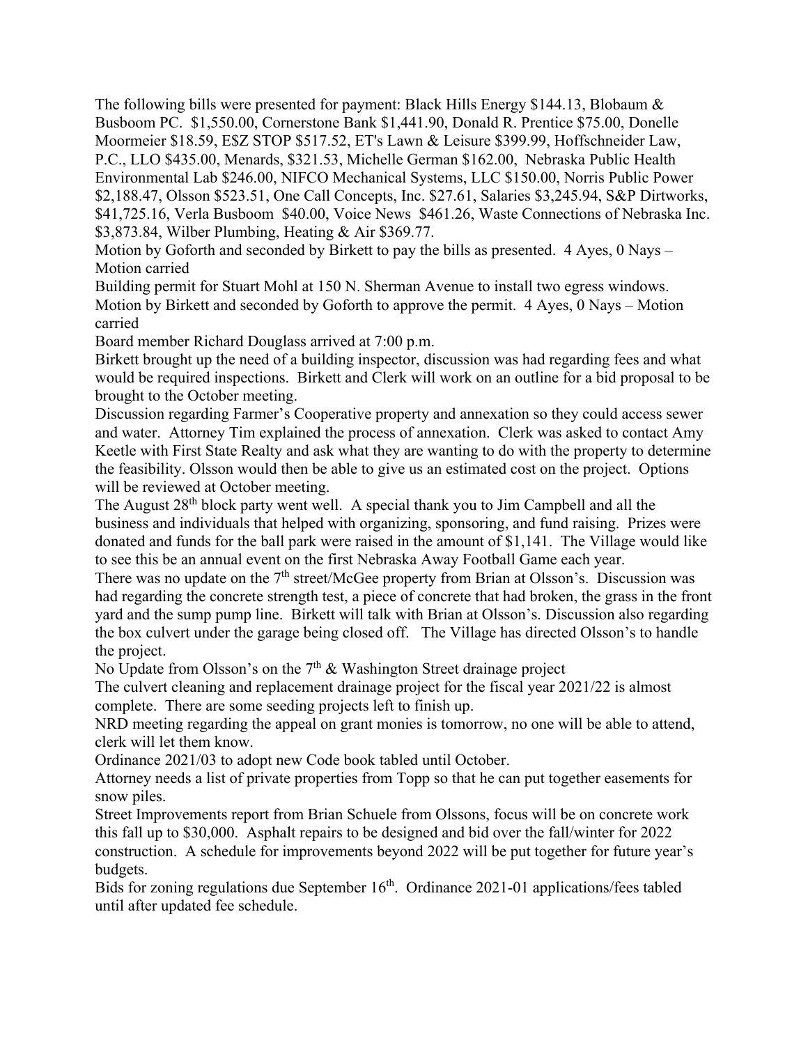The following bills were presented for payment: Black Hills Energy $144.13, Blobaum & Busboom PC. $1,550.00, Cornerstone Bank $1,441.90, Donald R. Prentice $75.00, Donelle Moormeier $18.59, E$Z STOP $517.52, ET's Lawn & Leisure $399.99, Hoffschneider Law, P.C., LLO $435.00, Menards, $321.53, Michelle German $162.00, Nebraska Public Health Environmental Lab $246.00, NIFCO Mechanical Systems, LLC $150.00, Norris Public Power $2,188.47, Olsson $523.51, One Call Concepts, Inc. $27.61, Salaries $3,245.94, S&P Dirtworks, $41,725.16, Verla Busboom $40.00, Voice News $461.26, Waste Connections of Nebraska Inc. $3,873.84, Wilber Plumbing, Heating & Air $369.77.

Motion by Goforth and seconded by Birkett to pay the bills as presented. 4 Ayes, 0 Nays – Motion carried

Building permit for Stuart Mohl at 150 N. Sherman Avenue to install two egress windows. Motion by Birkett and seconded by Goforth to approve the permit. 4 Ayes, 0 Nays – Motion carried

Board member Richard Douglass arrived at 7:00 p.m.

Birkett brought up the need of a building inspector, discussion was had regarding fees and what would be required inspections. Birkett and Clerk will work on an outline for a bid proposal to be brought to the October meeting.

Discussion regarding Farmer's Cooperative property and annexation so they could access sewer and water. Attorney Tim explained the process of annexation. Clerk was asked to contact Amy Keetle with First State Realty and ask what they are wanting to do with the property to determine the feasibility. Olsson would then be able to give us an estimated cost on the project. Options will be reviewed at October meeting.

The August 28th block party went well. A special thank you to Jim Campbell and all the business and individuals that helped with organizing, sponsoring, and fund raising. Prizes were donated and funds for the ball park were raised in the amount of $1,141. The Village would like to see this be an annual event on the first Nebraska Away Football Game each year.

There was no update on the 7th street/McGee property from Brian at Olsson's. Discussion was had regarding the concrete strength test, a piece of concrete that had broken, the grass in the front yard and the sump pump line. Birkett will talk with Brian at Olsson's. Discussion also regarding the box culvert under the garage being closed off. The Village has directed Olsson's to handle the project.

No Update from Olsson's on the 7th & Washington Street drainage project

The culvert cleaning and replacement drainage project for the fiscal year 2021/22 is almost complete. There are some seeding projects left to finish up.

NRD meeting regarding the appeal on grant monies is tomorrow, no one will be able to attend, clerk will let them know.

Ordinance 2021/03 to adopt new Code book tabled until October.

Attorney needs a list of private properties from Topp so that he can put together easements for snow piles.

Street Improvements report from Brian Schuele from Olssons, focus will be on concrete work this fall up to $30,000. Asphalt repairs to be designed and bid over the fall/winter for 2022 construction. A schedule for improvements beyond 2022 will be put together for future year's budgets.

Bids for zoning regulations due September 16th. Ordinance 2021-01 applications/fees tabled until after updated fee schedule.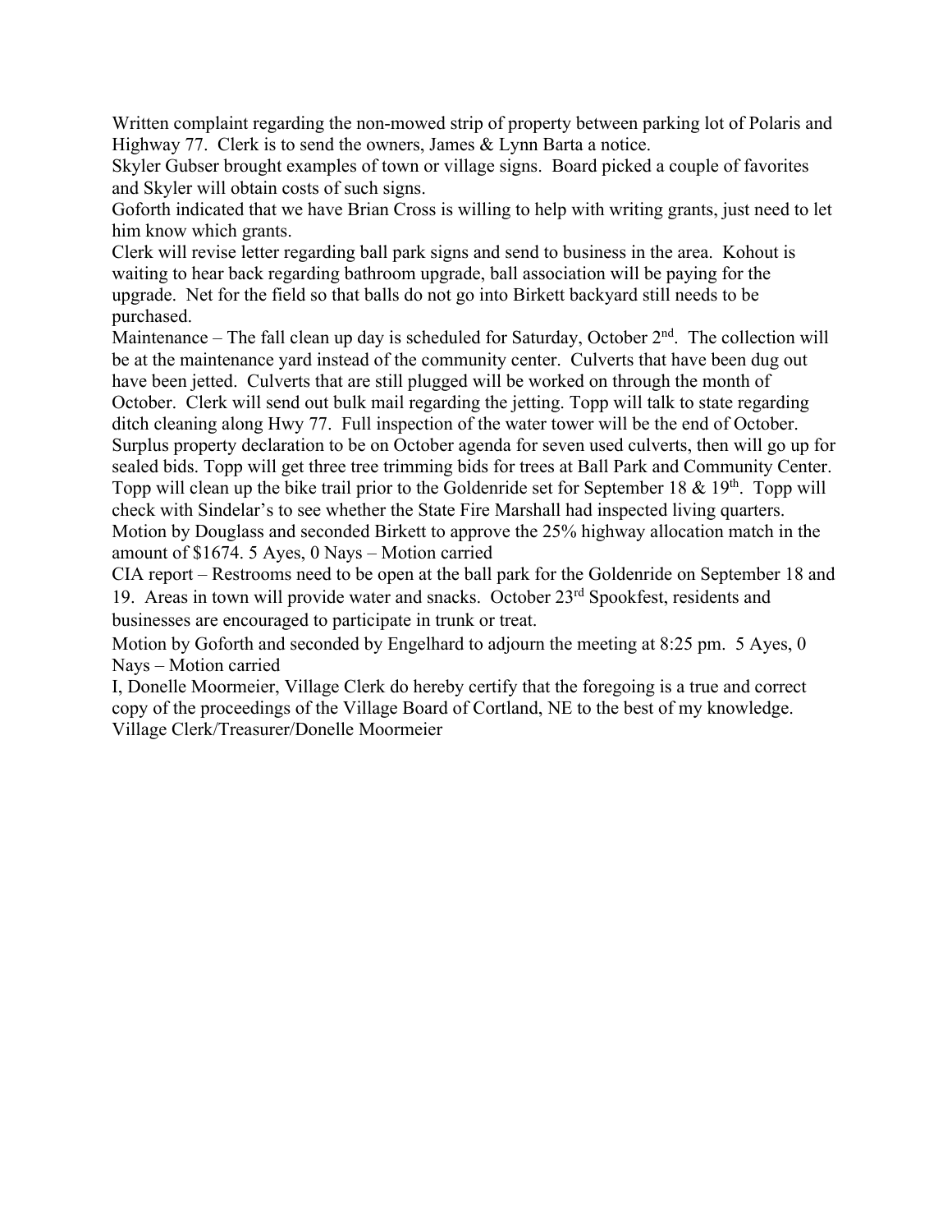Written complaint regarding the non-mowed strip of property between parking lot of Polaris and Highway 77. Clerk is to send the owners, James & Lynn Barta a notice.

Skyler Gubser brought examples of town or village signs. Board picked a couple of favorites and Skyler will obtain costs of such signs.

Goforth indicated that we have Brian Cross is willing to help with writing grants, just need to let him know which grants.

Clerk will revise letter regarding ball park signs and send to business in the area. Kohout is waiting to hear back regarding bathroom upgrade, ball association will be paying for the upgrade. Net for the field so that balls do not go into Birkett backyard still needs to be purchased.

Maintenance – The fall clean up day is scheduled for Saturday, October 2nd. The collection will be at the maintenance yard instead of the community center. Culverts that have been dug out have been jetted. Culverts that are still plugged will be worked on through the month of October. Clerk will send out bulk mail regarding the jetting. Topp will talk to state regarding ditch cleaning along Hwy 77. Full inspection of the water tower will be the end of October. Surplus property declaration to be on October agenda for seven used culverts, then will go up for sealed bids. Topp will get three tree trimming bids for trees at Ball Park and Community Center. Topp will clean up the bike trail prior to the Goldenride set for September 18 & 19th. Topp will check with Sindelar's to see whether the State Fire Marshall had inspected living quarters.

Motion by Douglass and seconded Birkett to approve the 25% highway allocation match in the amount of $1674. 5 Ayes, 0 Nays – Motion carried

CIA report – Restrooms need to be open at the ball park for the Goldenride on September 18 and 19. Areas in town will provide water and snacks. October 23rd Spookfest, residents and businesses are encouraged to participate in trunk or treat.

Motion by Goforth and seconded by Engelhard to adjourn the meeting at 8:25 pm. 5 Ayes, 0 Nays – Motion carried

I, Donelle Moormeier, Village Clerk do hereby certify that the foregoing is a true and correct copy of the proceedings of the Village Board of Cortland, NE to the best of my knowledge.

Village Clerk/Treasurer/Donelle Moormeier